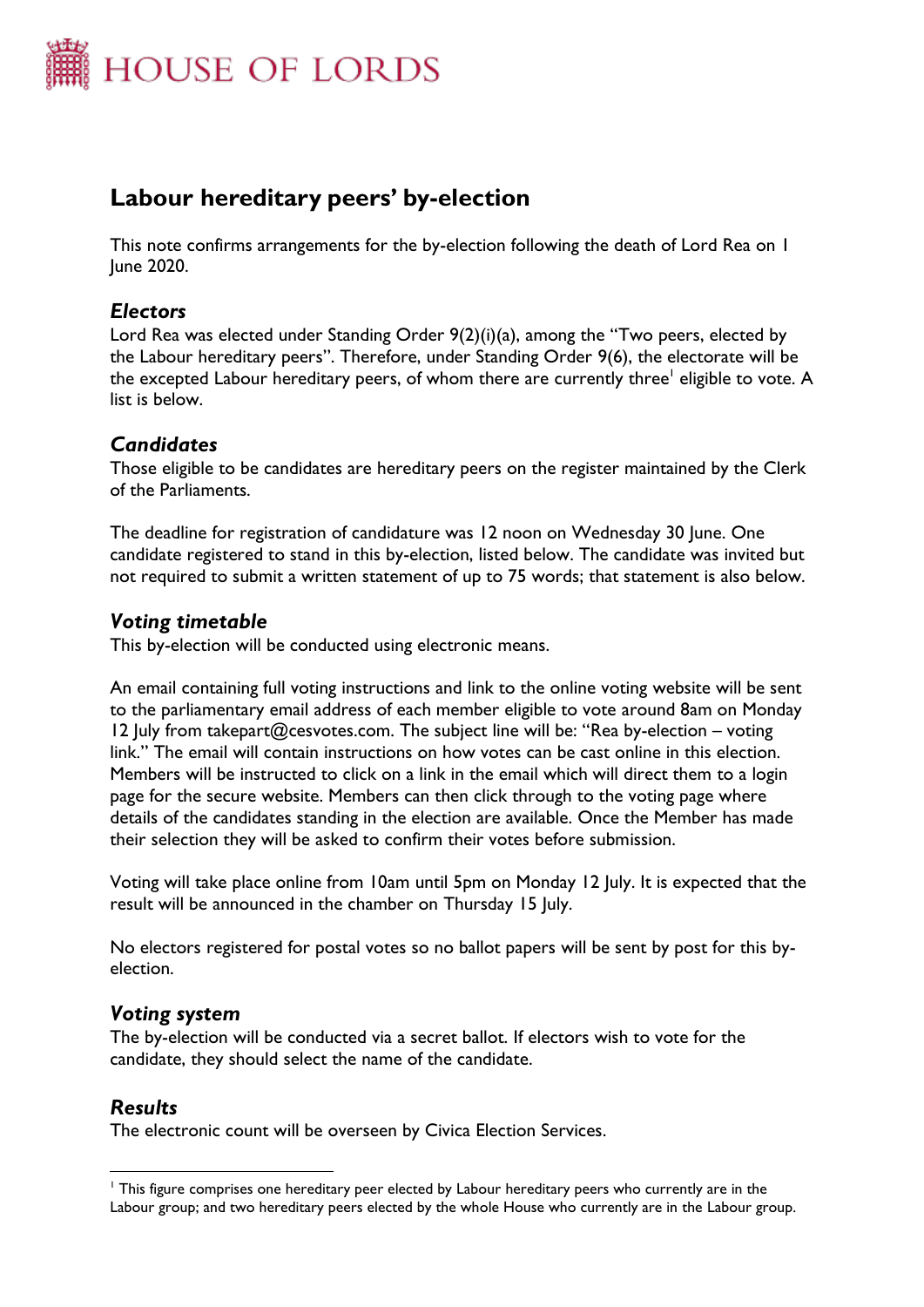# Labour hereditary peers' by-election

This note confirms arrangements for the by-election following the death of Lord Rea on 1 June 2020.

## *Electors*

Lord Rea was elected under Standing Order 9(2)(i)(a), among the "Two peers, elected by the Labour hereditary peers". Therefore, under Standing Order 9(6), the electorate will be the excepted Labour hereditary peers, of whom there are currently three[1] eligible to vote. A list is below.

## *Candidates*

Those eligible to be candidates are hereditary peers on the register maintained by the Clerk of the Parliaments.

The deadline for registration of candidature was 12 noon on Wednesday 30 June. One candidate registered to stand in this by-election, listed below. The candidate was invited but not required to submit a written statement of up to 75 words; that statement is also below.

## *Voting timetable*

This by-election will be conducted using electronic means.

An email containing full voting instructions and link to the online voting website will be sent to the parliamentary email address of each member eligible to vote around 8am on Monday 12 July from takepart@cesvotes.com. The subject line will be: "Rea by-election – voting link." The email will contain instructions on how votes can be cast online in this election. Members will be instructed to click on a link in the email which will direct them to a login page for the secure website. Members can then click through to the voting page where details of the candidates standing in the election are available. Once the Member has made their selection they will be asked to confirm their votes before submission.

Voting will take place online from 10am until 5pm on Monday 12 July. It is expected that the result will be announced in the chamber on Thursday 15 July.

No electors registered for postal votes so no ballot papers will be sent by post for this by-election.

## *Voting system*

The by-election will be conducted via a secret ballot. If electors wish to vote for the candidate, they should select the name of the candidate.

## *Results*

The electronic count will be overseen by Civica Election Services.

---

[1] This figure comprises one hereditary peer elected by Labour hereditary peers who currently are in the Labour group; and two hereditary peers elected by the whole House who currently are in the Labour group.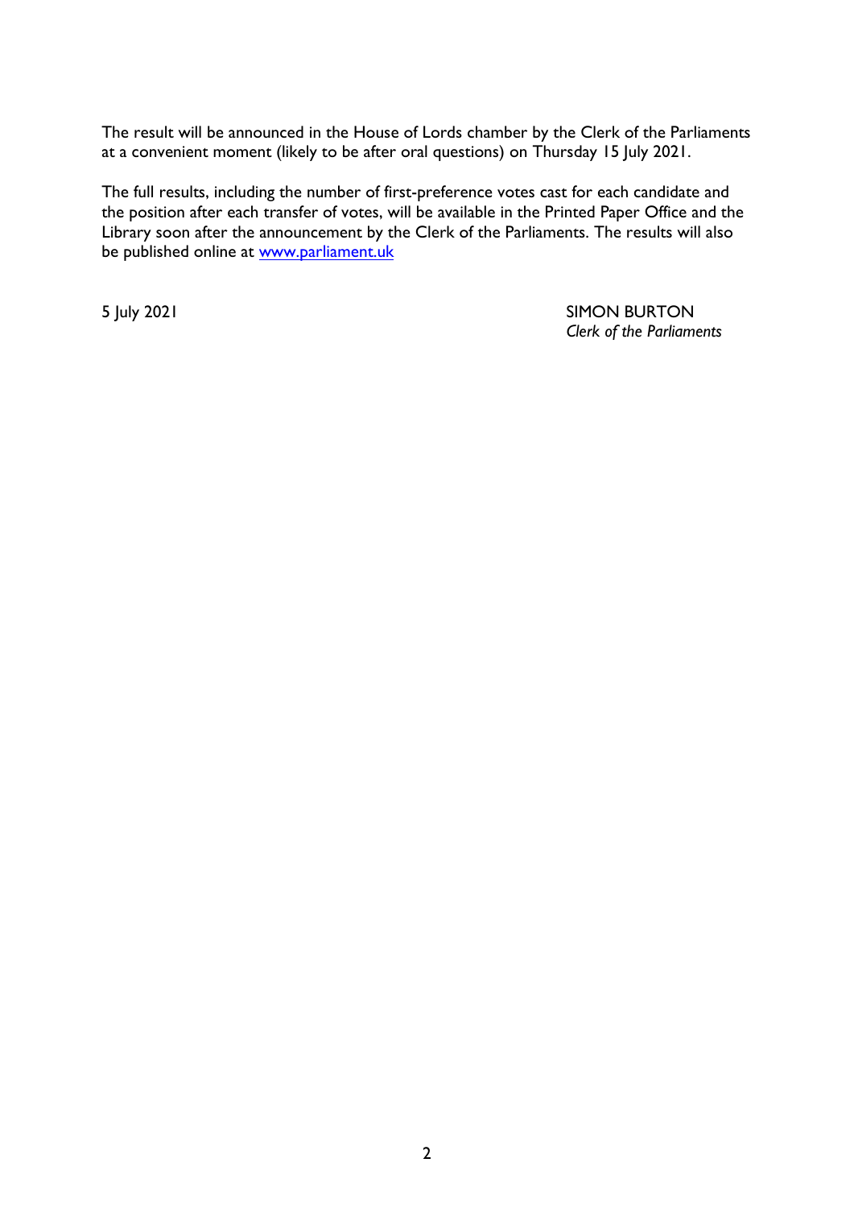The result will be announced in the House of Lords chamber by the Clerk of the Parliaments at a convenient moment (likely to be after oral questions) on Thursday 15 July 2021.

The full results, including the number of first-preference votes cast for each candidate and the position after each transfer of votes, will be available in the Printed Paper Office and the Library soon after the announcement by the Clerk of the Parliaments. The results will also be published online at [www.parliament.uk](www.parliament.uk)

5 July 2021

SIMON BURTON
*Clerk of the Parliaments*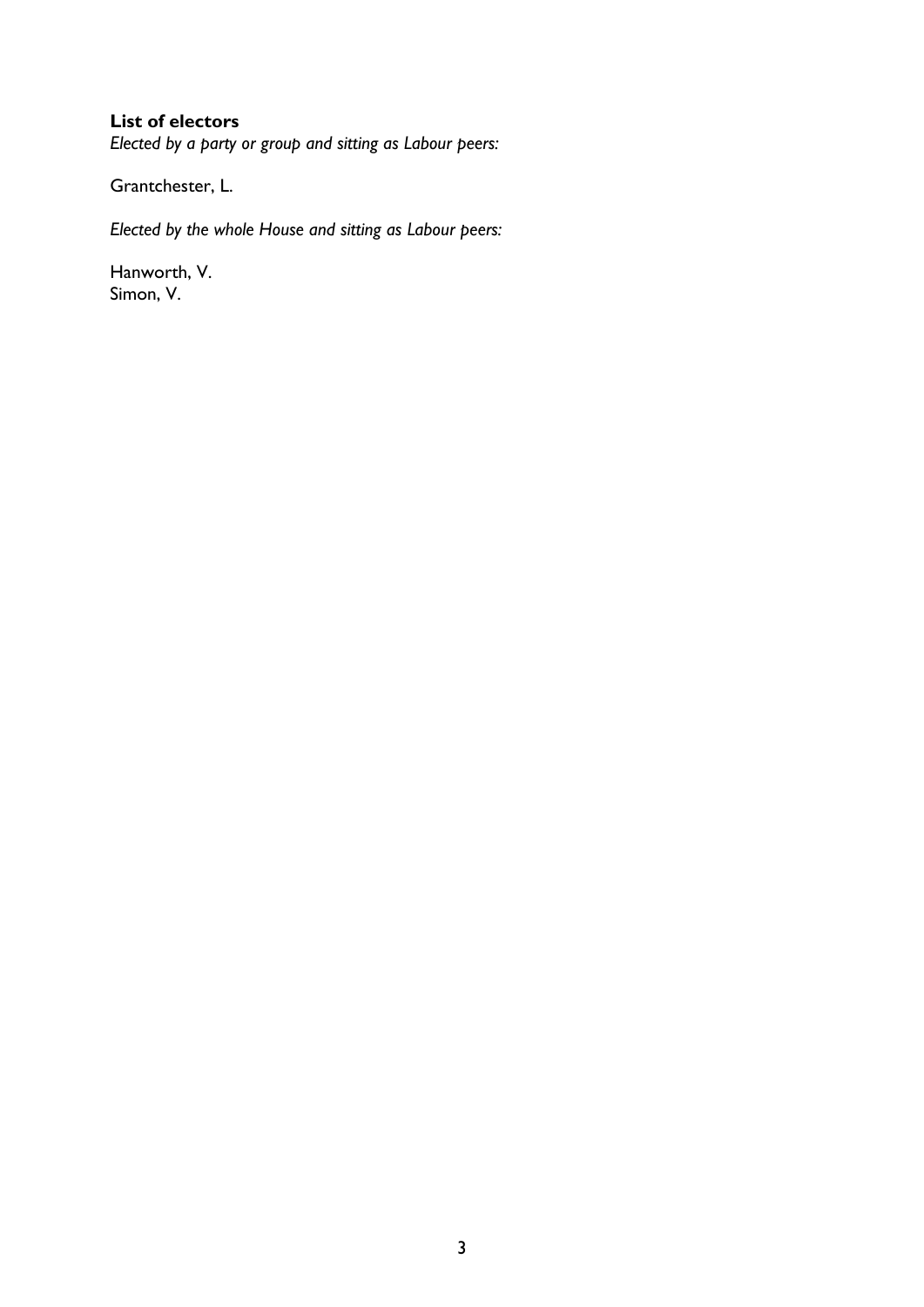**List of electors**

*Elected by a party or group and sitting as Labour peers:*

Grantchester, L.

*Elected by the whole House and sitting as Labour peers:*

Hanworth, V.
Simon, V.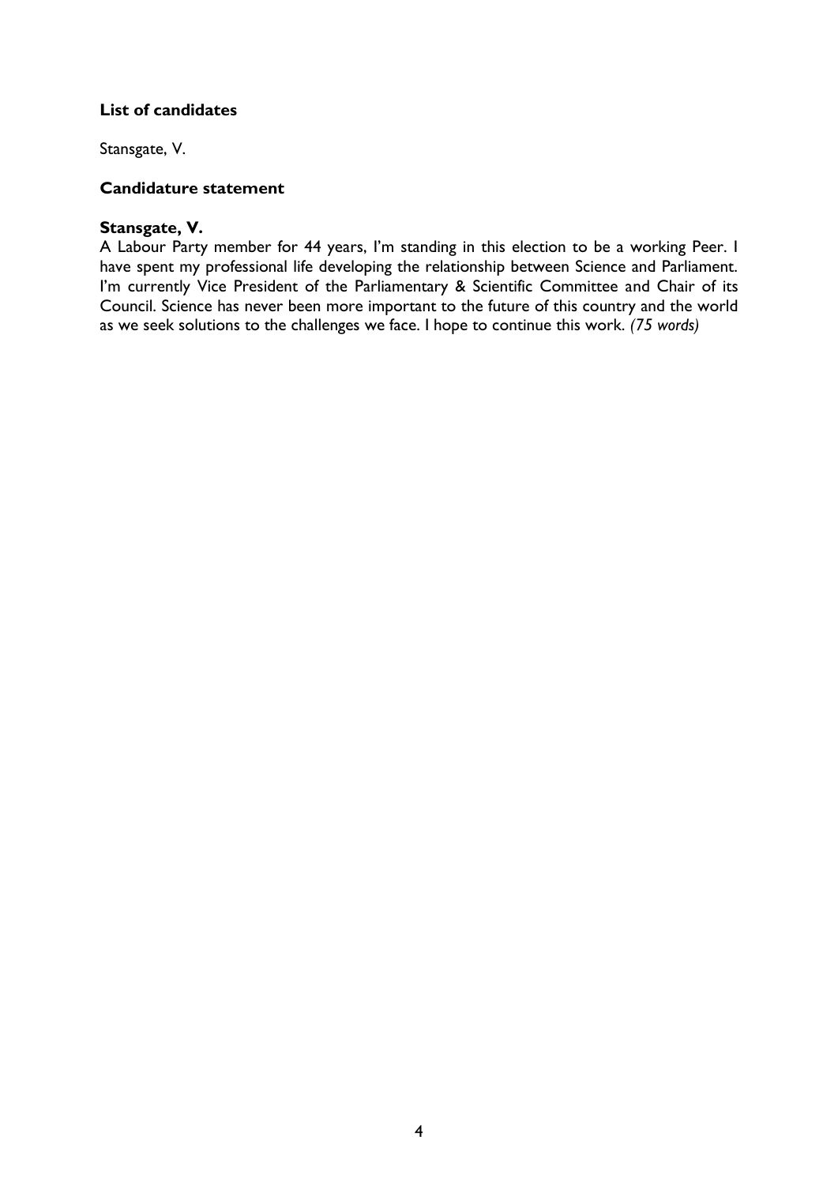**List of candidates**

Stansgate, V.

**Candidature statement**

**Stansgate, V.**

A Labour Party member for 44 years, I'm standing in this election to be a working Peer. I have spent my professional life developing the relationship between Science and Parliament. I'm currently Vice President of the Parliamentary & Scientific Committee and Chair of its Council. Science has never been more important to the future of this country and the world as we seek solutions to the challenges we face. I hope to continue this work. *(75 words)*